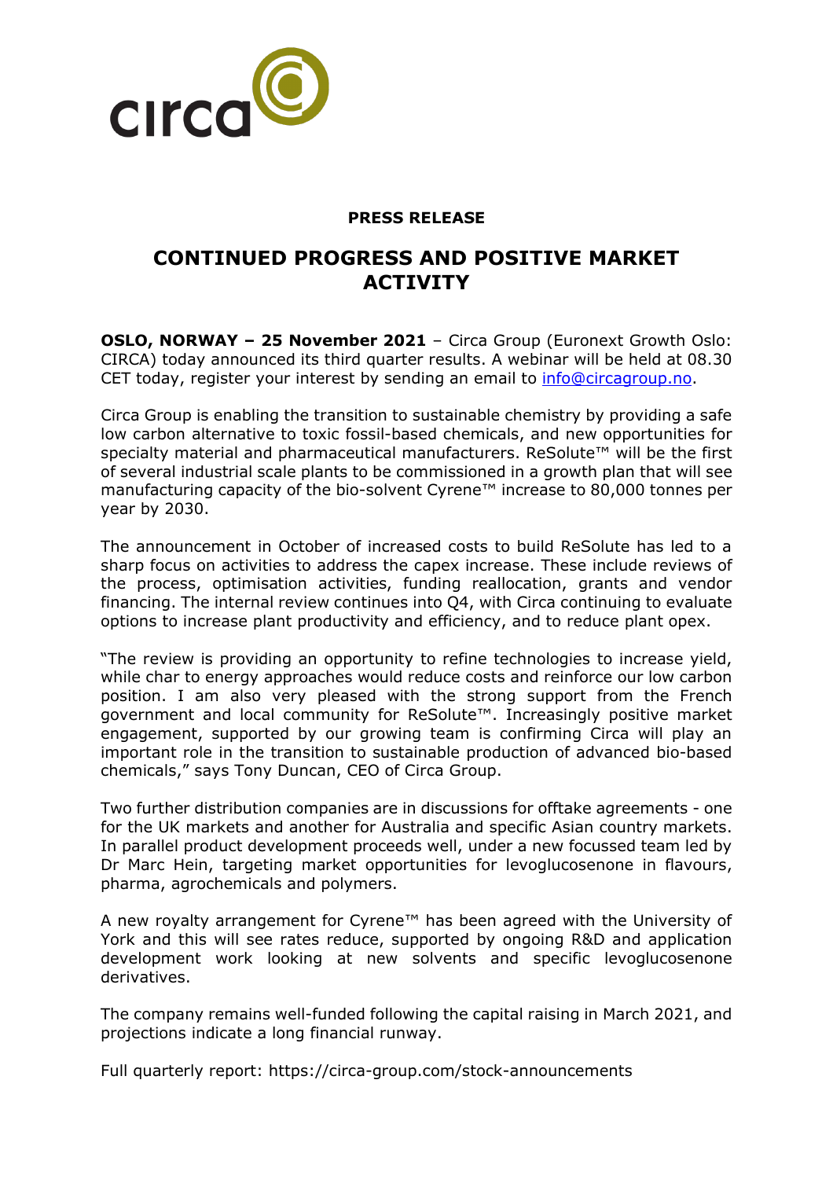**PRESS RELEASE**

# CONTINUED PROGRESS AND POSITIVE MARKET ACTIVITY

**OSLO, NORWAY – 25 November 2021** – Circa Group (Euronext Growth Oslo: CIRCA) today announced its third quarter results. A webinar will be held at 08.30 CET today, register your interest by sending an email to info@circagroup.no.

Circa Group is enabling the transition to sustainable chemistry by providing a safe low carbon alternative to toxic fossil-based chemicals, and new opportunities for specialty material and pharmaceutical manufacturers. ReSolute™ will be the first of several industrial scale plants to be commissioned in a growth plan that will see manufacturing capacity of the bio-solvent Cyrene™ increase to 80,000 tonnes per year by 2030.

The announcement in October of increased costs to build ReSolute has led to a sharp focus on activities to address the capex increase. These include reviews of the process, optimisation activities, funding reallocation, grants and vendor financing. The internal review continues into Q4, with Circa continuing to evaluate options to increase plant productivity and efficiency, and to reduce plant opex.

"The review is providing an opportunity to refine technologies to increase yield, while char to energy approaches would reduce costs and reinforce our low carbon position. I am also very pleased with the strong support from the French government and local community for ReSolute™. Increasingly positive market engagement, supported by our growing team is confirming Circa will play an important role in the transition to sustainable production of advanced bio-based chemicals," says Tony Duncan, CEO of Circa Group.

Two further distribution companies are in discussions for offtake agreements - one for the UK markets and another for Australia and specific Asian country markets. In parallel product development proceeds well, under a new focussed team led by Dr Marc Hein, targeting market opportunities for levoglucosenone in flavours, pharma, agrochemicals and polymers.

A new royalty arrangement for Cyrene™ has been agreed with the University of York and this will see rates reduce, supported by ongoing R&D and application development work looking at new solvents and specific levoglucosenone derivatives.

The company remains well-funded following the capital raising in March 2021, and projections indicate a long financial runway.

Full quarterly report: https://circa-group.com/stock-announcements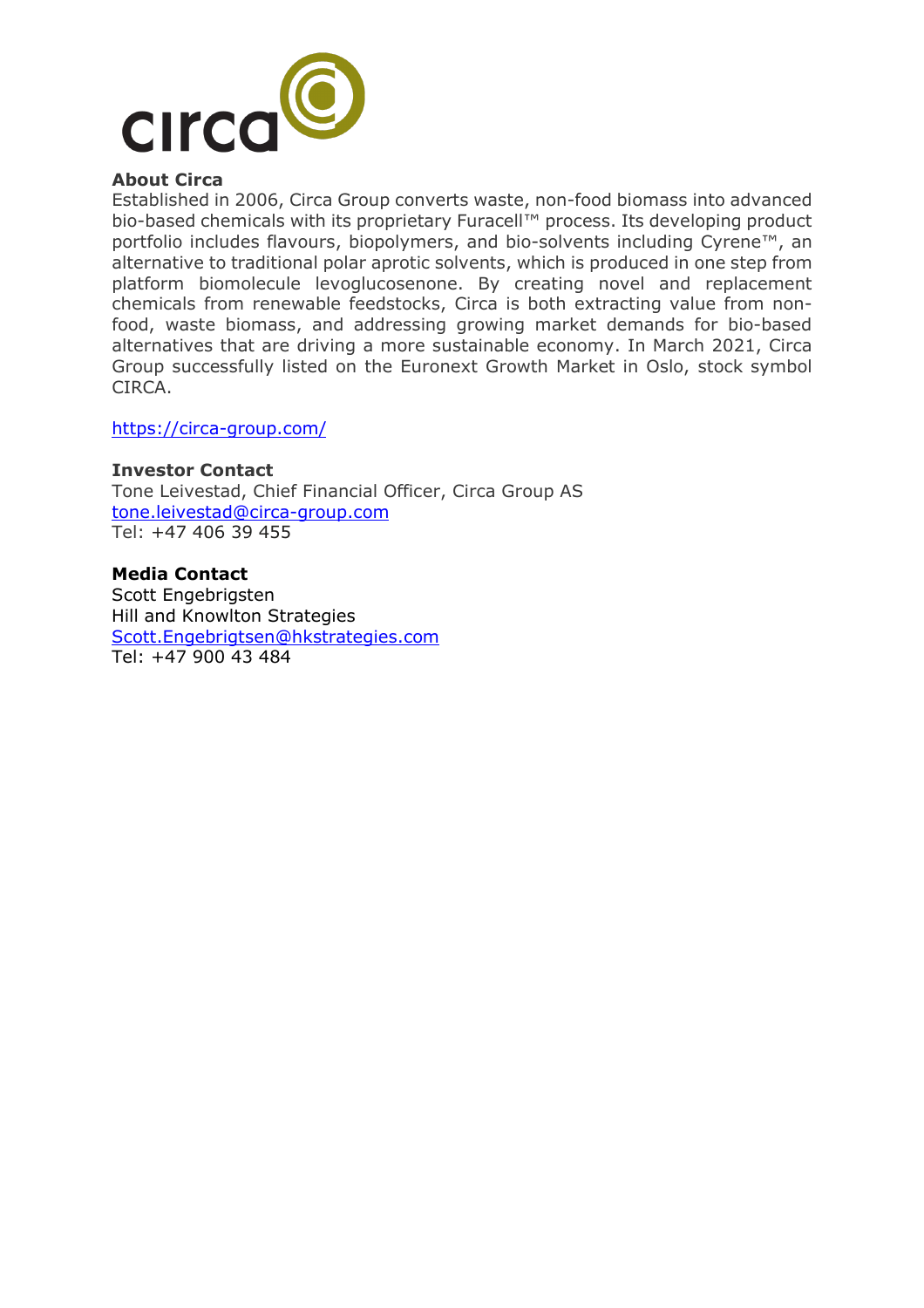**About Circa**

Established in 2006, Circa Group converts waste, non-food biomass into advanced bio-based chemicals with its proprietary Furacell™ process. Its developing product portfolio includes flavours, biopolymers, and bio-solvents including Cyrene™, an alternative to traditional polar aprotic solvents, which is produced in one step from platform biomolecule levoglucosenone. By creating novel and replacement chemicals from renewable feedstocks, Circa is both extracting value from non-food, waste biomass, and addressing growing market demands for bio-based alternatives that are driving a more sustainable economy. In March 2021, Circa Group successfully listed on the Euronext Growth Market in Oslo, stock symbol CIRCA.

https://circa-group.com/

**Investor Contact**

Tone Leivestad, Chief Financial Officer, Circa Group AS
tone.leivestad@circa-group.com
Tel: +47 406 39 455

**Media Contact**

Scott Engebrigsten
Hill and Knowlton Strategies
Scott.Engebrigtsen@hkstrategies.com
Tel: +47 900 43 484